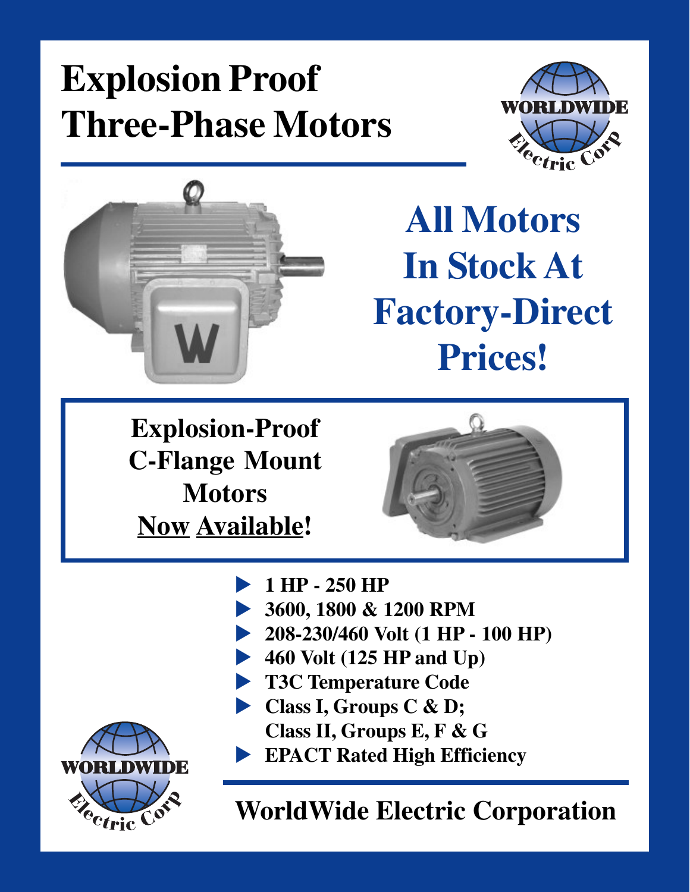# Explosion Proof Three-Phase Motors

WORLDWIDE Electric Corp

## All Motors In Stock At Factory-Direct Prices!

**Explosion-Proof C-Flange Mount Motors Now Available!**

- **1 HP - 250 HP**
- **3600, 1800 & 1200 RPM**
- **208-230/460 Volt (1 HP - 100 HP)**
- **460 Volt (125 HP and Up)**
- **T3C Temperature Code**
- **Class I, Groups C & D; Class II, Groups E, F & G**
- **EPACT Rated High Efficiency**

WORLDWIDE Electric Corp

**WorldWide Electric Corporation**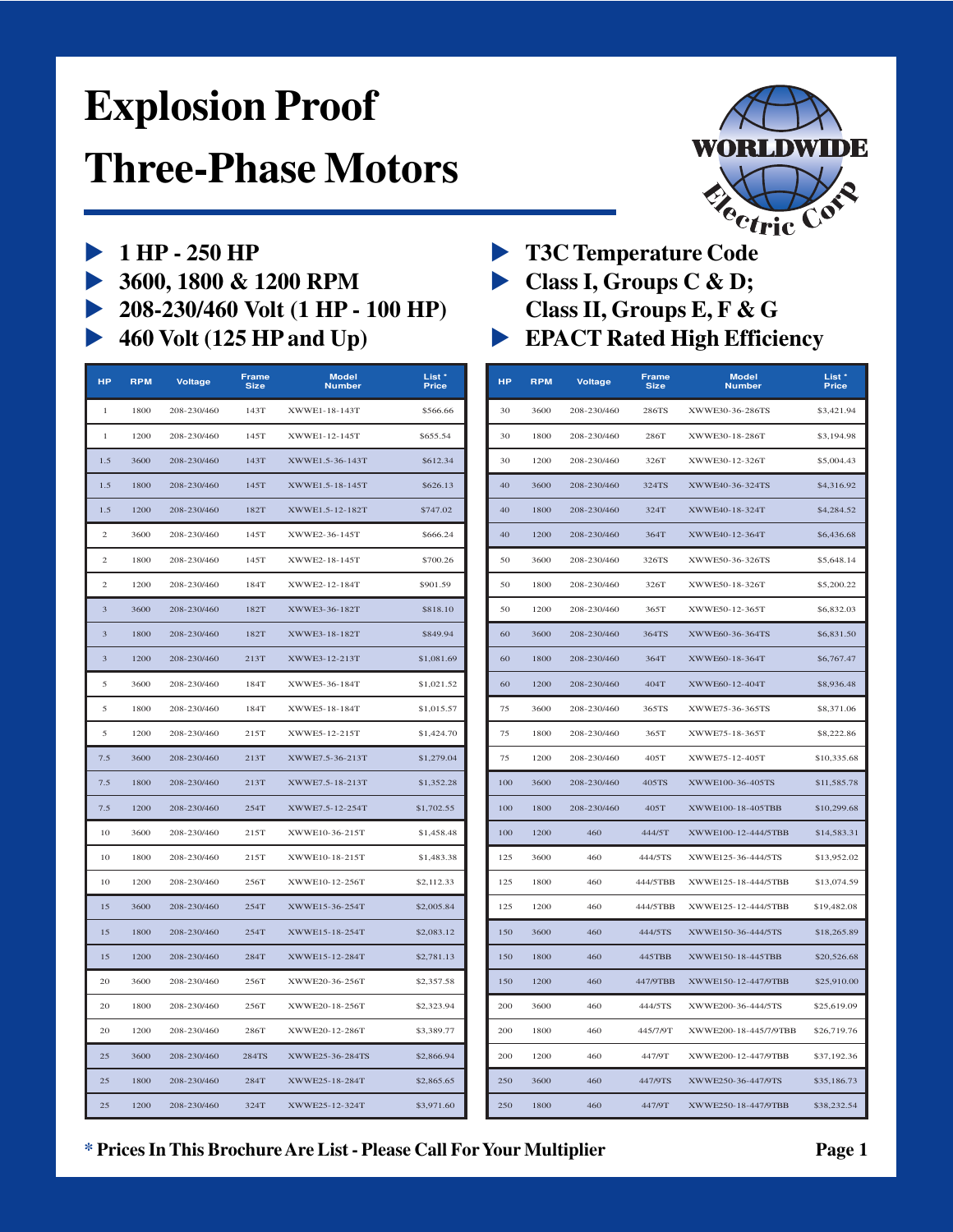# Explosion Proof Three-Phase Motors

WORLDWIDE Electric Corp

- 1 HP - 250 HP
- 3600, 1800 & 1200 RPM
- 208-230/460 Volt (1 HP - 100 HP)
- 460 Volt (125 HP and Up)
- T3C Temperature Code
- Class I, Groups C & D; Class II, Groups E, F & G
- EPACT Rated High Efficiency

| HP | RPM | Voltage | Frame Size | Model Number | List * Price |
|---|---|---|---|---|---|
| 1 | 1800 | 208-230/460 | 143T | XWWE1-18-143T | $566.66 |
| 1 | 1200 | 208-230/460 | 145T | XWWE1-12-145T | $655.54 |
| 1.5 | 3600 | 208-230/460 | 143T | XWWE1.5-36-143T | $612.34 |
| 1.5 | 1800 | 208-230/460 | 145T | XWWE1.5-18-145T | $626.13 |
| 1.5 | 1200 | 208-230/460 | 182T | XWWE1.5-12-182T | $747.02 |
| 2 | 3600 | 208-230/460 | 145T | XWWE2-36-145T | $666.24 |
| 2 | 1800 | 208-230/460 | 145T | XWWE2-18-145T | $700.26 |
| 2 | 1200 | 208-230/460 | 184T | XWWE2-12-184T | $901.59 |
| 3 | 3600 | 208-230/460 | 182T | XWWE3-36-182T | $818.10 |
| 3 | 1800 | 208-230/460 | 182T | XWWE3-18-182T | $849.94 |
| 3 | 1200 | 208-230/460 | 213T | XWWE3-12-213T | $1,081.69 |
| 5 | 3600 | 208-230/460 | 184T | XWWE5-36-184T | $1,021.52 |
| 5 | 1800 | 208-230/460 | 184T | XWWE5-18-184T | $1,015.57 |
| 5 | 1200 | 208-230/460 | 215T | XWWE5-12-215T | $1,424.70 |
| 7.5 | 3600 | 208-230/460 | 213T | XWWE7.5-36-213T | $1,279.04 |
| 7.5 | 1800 | 208-230/460 | 213T | XWWE7.5-18-213T | $1,352.28 |
| 7.5 | 1200 | 208-230/460 | 254T | XWWE7.5-12-254T | $1,702.55 |
| 10 | 3600 | 208-230/460 | 215T | XWWE10-36-215T | $1,458.48 |
| 10 | 1800 | 208-230/460 | 215T | XWWE10-18-215T | $1,483.38 |
| 10 | 1200 | 208-230/460 | 256T | XWWE10-12-256T | $2,112.33 |
| 15 | 3600 | 208-230/460 | 254T | XWWE15-36-254T | $2,005.84 |
| 15 | 1800 | 208-230/460 | 254T | XWWE15-18-254T | $2,083.12 |
| 15 | 1200 | 208-230/460 | 284T | XWWE15-12-284T | $2,781.13 |
| 20 | 3600 | 208-230/460 | 256T | XWWE20-36-256T | $2,357.58 |
| 20 | 1800 | 208-230/460 | 256T | XWWE20-18-256T | $2,323.94 |
| 20 | 1200 | 208-230/460 | 286T | XWWE20-12-286T | $3,389.77 |
| 25 | 3600 | 208-230/460 | 284TS | XWWE25-36-284TS | $2,866.94 |
| 25 | 1800 | 208-230/460 | 284T | XWWE25-18-284T | $2,865.65 |
| 25 | 1200 | 208-230/460 | 324T | XWWE25-12-324T | $3,971.60 |
| 30 | 3600 | 208-230/460 | 286TS | XWWE30-36-286TS | $3,421.94 |
| 30 | 1800 | 208-230/460 | 286T | XWWE30-18-286T | $3,194.98 |
| 30 | 1200 | 208-230/460 | 326T | XWWE30-12-326T | $5,004.43 |
| 40 | 3600 | 208-230/460 | 324TS | XWWE40-36-324TS | $4,316.92 |
| 40 | 1800 | 208-230/460 | 324T | XWWE40-18-324T | $4,284.52 |
| 40 | 1200 | 208-230/460 | 364T | XWWE40-12-364T | $6,436.68 |
| 50 | 3600 | 208-230/460 | 326TS | XWWE50-36-326TS | $5,648.14 |
| 50 | 1800 | 208-230/460 | 326T | XWWE50-18-326T | $5,200.22 |
| 50 | 1200 | 208-230/460 | 365T | XWWE50-12-365T | $6,832.03 |
| 60 | 3600 | 208-230/460 | 364TS | XWWE60-36-364TS | $6,831.50 |
| 60 | 1800 | 208-230/460 | 364T | XWWE60-18-364T | $6,767.47 |
| 60 | 1200 | 208-230/460 | 404T | XWWE60-12-404T | $8,936.48 |
| 75 | 3600 | 208-230/460 | 365TS | XWWE75-36-365TS | $8,371.06 |
| 75 | 1800 | 208-230/460 | 365T | XWWE75-18-365T | $8,222.86 |
| 75 | 1200 | 208-230/460 | 405T | XWWE75-12-405T | $10,335.68 |
| 100 | 3600 | 208-230/460 | 405TS | XWWE100-36-405TS | $11,585.78 |
| 100 | 1800 | 208-230/460 | 405T | XWWE100-18-405TBB | $10,299.68 |
| 100 | 1200 | 460 | 444/5T | XWWE100-12-444/5TBB | $14,583.31 |
| 125 | 3600 | 460 | 444/5TS | XWWE125-36-444/5TS | $13,952.02 |
| 125 | 1800 | 460 | 444/5TBB | XWWE125-18-444/5TBB | $13,074.59 |
| 125 | 1200 | 460 | 444/5TBB | XWWE125-12-444/5TBB | $19,482.08 |
| 150 | 3600 | 460 | 444/5TS | XWWE150-36-444/5TS | $18,265.89 |
| 150 | 1800 | 460 | 445TBB | XWWE150-18-445TBB | $20,526.68 |
| 150 | 1200 | 460 | 447/9TBB | XWWE150-12-447/9TBB | $25,910.00 |
| 200 | 3600 | 460 | 444/5TS | XWWE200-36-444/5TS | $25,619.09 |
| 200 | 1800 | 460 | 445/7/9T | XWWE200-18-445/7/9TBB | $26,719.76 |
| 200 | 1200 | 460 | 447/9T | XWWE200-12-447/9TBB | $37,192.36 |
| 250 | 3600 | 460 | 447/9TS | XWWE250-36-447/9TS | $35,186.73 |
| 250 | 1800 | 460 | 447/9T | XWWE250-18-447/9TBB | $38,232.54 |

**\* Prices In This Brochure Are List - Please Call For Your Multiplier**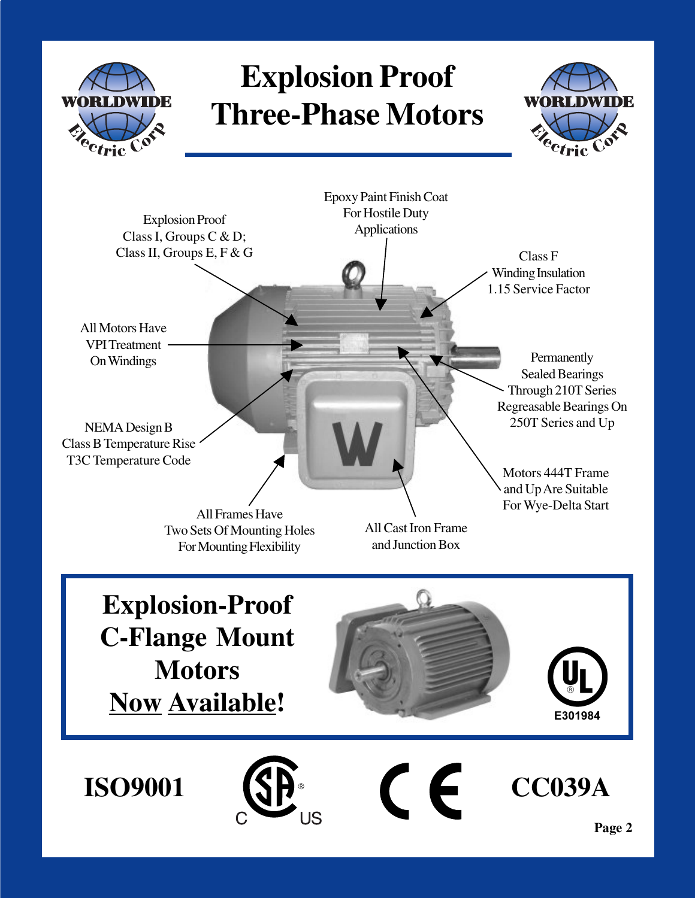# Explosion Proof Three-Phase Motors

Explosion Proof
Class I, Groups C & D;
Class II, Groups E, F & G

Epoxy Paint Finish Coat
For Hostile Duty
Applications

Class F
Winding Insulation
1.15 Service Factor

All Motors Have
VPI Treatment
On Windings

Permanently
Sealed Bearings
Through 210T Series
Regreasable Bearings On
250T Series and Up

NEMA Design B
Class B Temperature Rise
T3C Temperature Code

Motors 444T Frame
and Up Are Suitable
For Wye-Delta Start

All Frames Have
Two Sets Of Mounting Holes
For Mounting Flexibility

All Cast Iron Frame
and Junction Box

## Explosion-Proof C-Flange Mount Motors Now Available!

E301984

ISO9001

CC039A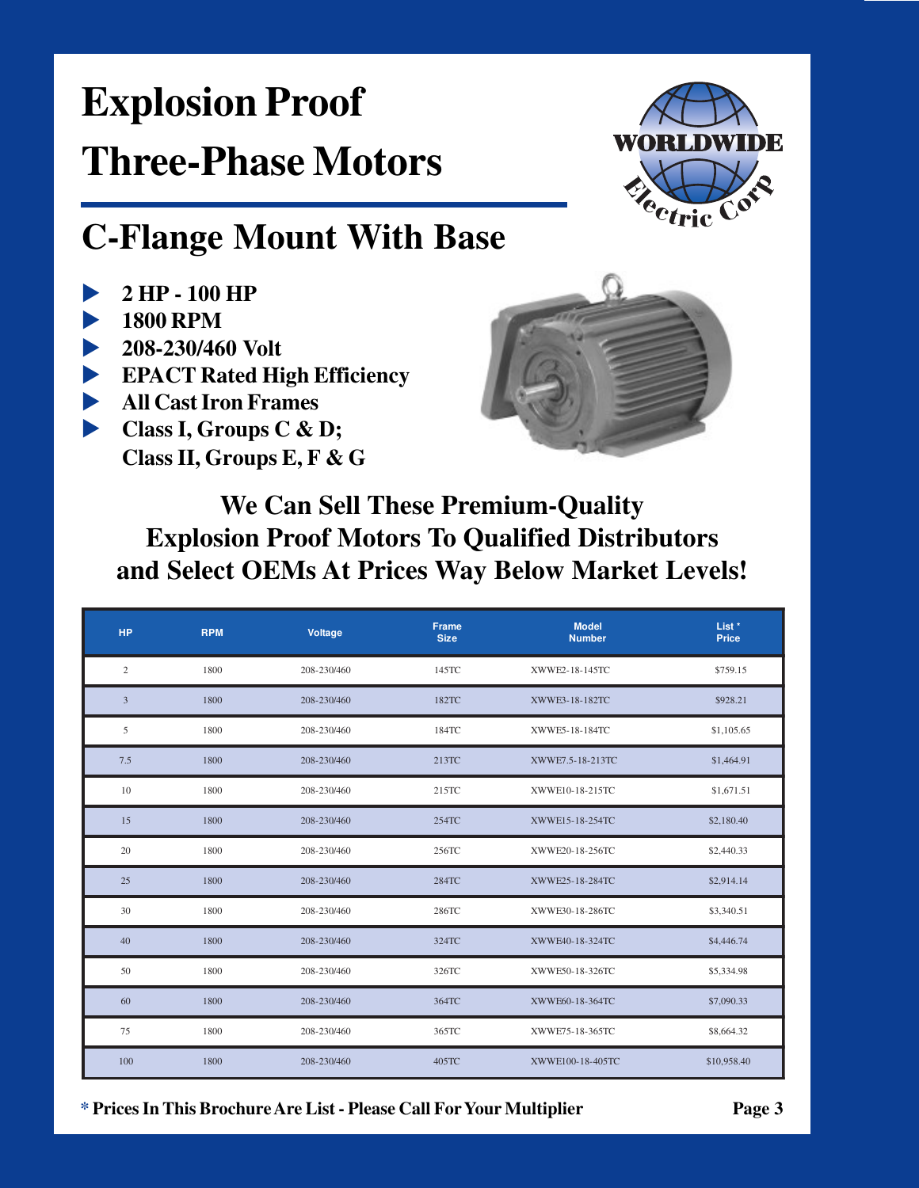# Explosion Proof Three-Phase Motors

## C-Flange Mount With Base

- 2 HP - 100 HP
- 1800 RPM
- 208-230/460 Volt
- EPACT Rated High Efficiency
- All Cast Iron Frames
- Class I, Groups C & D; Class II, Groups E, F & G

**We Can Sell These Premium-Quality Explosion Proof Motors To Qualified Distributors and Select OEMs At Prices Way Below Market Levels!**

| HP | RPM | Voltage | Frame Size | Model Number | List * Price |
|---|---|---|---|---|---|
| 2 | 1800 | 208-230/460 | 145TC | XWWE2-18-145TC | $759.15 |
| 3 | 1800 | 208-230/460 | 182TC | XWWE3-18-182TC | $928.21 |
| 5 | 1800 | 208-230/460 | 184TC | XWWE5-18-184TC | $1,105.65 |
| 7.5 | 1800 | 208-230/460 | 213TC | XWWE7.5-18-213TC | $1,464.91 |
| 10 | 1800 | 208-230/460 | 215TC | XWWE10-18-215TC | $1,671.51 |
| 15 | 1800 | 208-230/460 | 254TC | XWWE15-18-254TC | $2,180.40 |
| 20 | 1800 | 208-230/460 | 256TC | XWWE20-18-256TC | $2,440.33 |
| 25 | 1800 | 208-230/460 | 284TC | XWWE25-18-284TC | $2,914.14 |
| 30 | 1800 | 208-230/460 | 286TC | XWWE30-18-286TC | $3,340.51 |
| 40 | 1800 | 208-230/460 | 324TC | XWWE40-18-324TC | $4,446.74 |
| 50 | 1800 | 208-230/460 | 326TC | XWWE50-18-326TC | $5,334.98 |
| 60 | 1800 | 208-230/460 | 364TC | XWWE60-18-364TC | $7,090.33 |
| 75 | 1800 | 208-230/460 | 365TC | XWWE75-18-365TC | $8,664.32 |
| 100 | 1800 | 208-230/460 | 405TC | XWWE100-18-405TC | $10,958.40 |

**\* Prices In This Brochure Are List - Please Call For Your Multiplier**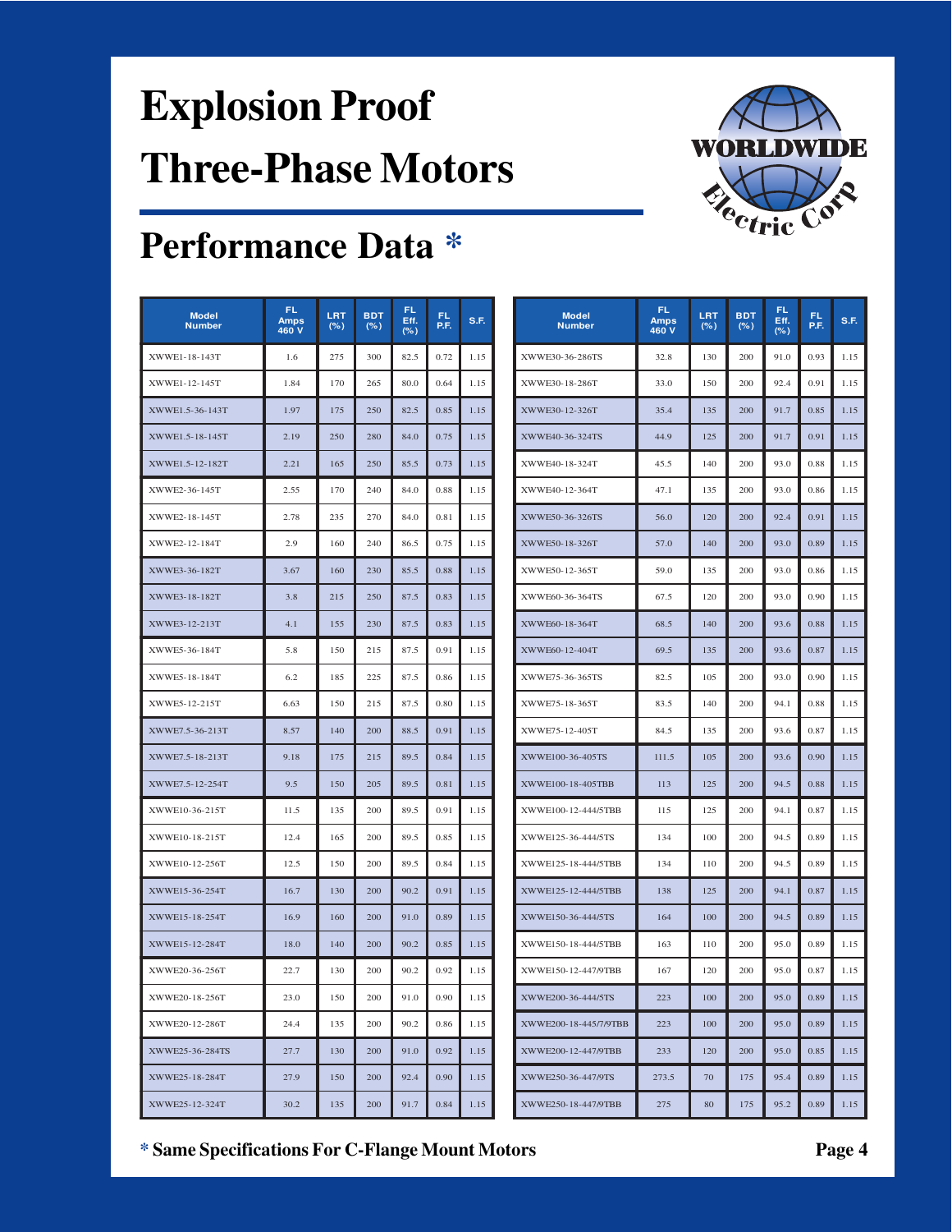# Explosion Proof Three-Phase Motors

## Performance Data *

| Model Number | FL Amps 460 V | LRT (%) | BDT (%) | FL Eff. (%) | FL P.F. | S.F. |
|---|---|---|---|---|---|---|
| XWWE1-18-143T | 1.6 | 275 | 300 | 82.5 | 0.72 | 1.15 |
| XWWE1-12-145T | 1.84 | 170 | 265 | 80.0 | 0.64 | 1.15 |
| XWWE1.5-36-143T | 1.97 | 175 | 250 | 82.5 | 0.85 | 1.15 |
| XWWE1.5-18-145T | 2.19 | 250 | 280 | 84.0 | 0.75 | 1.15 |
| XWWE1.5-12-182T | 2.21 | 165 | 250 | 85.5 | 0.73 | 1.15 |
| XWWE2-36-145T | 2.55 | 170 | 240 | 84.0 | 0.88 | 1.15 |
| XWWE2-18-145T | 2.78 | 235 | 270 | 84.0 | 0.81 | 1.15 |
| XWWE2-12-184T | 2.9 | 160 | 240 | 86.5 | 0.75 | 1.15 |
| XWWE3-36-182T | 3.67 | 160 | 230 | 85.5 | 0.88 | 1.15 |
| XWWE3-18-182T | 3.8 | 215 | 250 | 87.5 | 0.83 | 1.15 |
| XWWE3-12-213T | 4.1 | 155 | 230 | 87.5 | 0.83 | 1.15 |
| XWWE5-36-184T | 5.8 | 150 | 215 | 87.5 | 0.91 | 1.15 |
| XWWE5-18-184T | 6.2 | 185 | 225 | 87.5 | 0.86 | 1.15 |
| XWWE5-12-215T | 6.63 | 150 | 215 | 87.5 | 0.80 | 1.15 |
| XWWE7.5-36-213T | 8.57 | 140 | 200 | 88.5 | 0.91 | 1.15 |
| XWWE7.5-18-213T | 9.18 | 175 | 215 | 89.5 | 0.84 | 1.15 |
| XWWE7.5-12-254T | 9.5 | 150 | 205 | 89.5 | 0.81 | 1.15 |
| XWWE10-36-215T | 11.5 | 135 | 200 | 89.5 | 0.91 | 1.15 |
| XWWE10-18-215T | 12.4 | 165 | 200 | 89.5 | 0.85 | 1.15 |
| XWWE10-12-256T | 12.5 | 150 | 200 | 89.5 | 0.84 | 1.15 |
| XWWE15-36-254T | 16.7 | 130 | 200 | 90.2 | 0.91 | 1.15 |
| XWWE15-18-254T | 16.9 | 160 | 200 | 91.0 | 0.89 | 1.15 |
| XWWE15-12-284T | 18.0 | 140 | 200 | 90.2 | 0.85 | 1.15 |
| XWWE20-36-256T | 22.7 | 130 | 200 | 90.2 | 0.92 | 1.15 |
| XWWE20-18-256T | 23.0 | 150 | 200 | 91.0 | 0.90 | 1.15 |
| XWWE20-12-286T | 24.4 | 135 | 200 | 90.2 | 0.86 | 1.15 |
| XWWE25-36-284TS | 27.7 | 130 | 200 | 91.0 | 0.92 | 1.15 |
| XWWE25-18-284T | 27.9 | 150 | 200 | 92.4 | 0.90 | 1.15 |
| XWWE25-12-324T | 30.2 | 135 | 200 | 91.7 | 0.84 | 1.15 |
| XWWE30-36-286TS | 32.8 | 130 | 200 | 91.0 | 0.93 | 1.15 |
| XWWE30-18-286T | 33.0 | 150 | 200 | 92.4 | 0.91 | 1.15 |
| XWWE30-12-326T | 35.4 | 135 | 200 | 91.7 | 0.85 | 1.15 |
| XWWE40-36-324TS | 44.9 | 125 | 200 | 91.7 | 0.91 | 1.15 |
| XWWE40-18-324T | 45.5 | 140 | 200 | 93.0 | 0.88 | 1.15 |
| XWWE40-12-364T | 47.1 | 135 | 200 | 93.0 | 0.86 | 1.15 |
| XWWE50-36-326TS | 56.0 | 120 | 200 | 92.4 | 0.91 | 1.15 |
| XWWE50-18-326T | 57.0 | 140 | 200 | 93.0 | 0.89 | 1.15 |
| XWWE50-12-365T | 59.0 | 135 | 200 | 93.0 | 0.86 | 1.15 |
| XWWE60-36-364TS | 67.5 | 120 | 200 | 93.0 | 0.90 | 1.15 |
| XWWE60-18-364T | 68.5 | 140 | 200 | 93.6 | 0.88 | 1.15 |
| XWWE60-12-404T | 69.5 | 135 | 200 | 93.6 | 0.87 | 1.15 |
| XWWE75-36-365TS | 82.5 | 105 | 200 | 93.0 | 0.90 | 1.15 |
| XWWE75-18-365T | 83.5 | 140 | 200 | 94.1 | 0.88 | 1.15 |
| XWWE75-12-405T | 84.5 | 135 | 200 | 93.6 | 0.87 | 1.15 |
| XWWE100-36-405TS | 111.5 | 105 | 200 | 93.6 | 0.90 | 1.15 |
| XWWE100-18-405TBB | 113 | 125 | 200 | 94.5 | 0.88 | 1.15 |
| XWWE100-12-444/5TBB | 115 | 125 | 200 | 94.1 | 0.87 | 1.15 |
| XWWE125-36-444/5TS | 134 | 100 | 200 | 94.5 | 0.89 | 1.15 |
| XWWE125-18-444/5TBB | 134 | 110 | 200 | 94.5 | 0.89 | 1.15 |
| XWWE125-12-444/5TBB | 138 | 125 | 200 | 94.1 | 0.87 | 1.15 |
| XWWE150-36-444/5TS | 164 | 100 | 200 | 94.5 | 0.89 | 1.15 |
| XWWE150-18-444/5TBB | 163 | 110 | 200 | 95.0 | 0.89 | 1.15 |
| XWWE150-12-447/9TBB | 167 | 120 | 200 | 95.0 | 0.87 | 1.15 |
| XWWE200-36-444/5TS | 223 | 100 | 200 | 95.0 | 0.89 | 1.15 |
| XWWE200-18-445/7/9TBB | 223 | 100 | 200 | 95.0 | 0.89 | 1.15 |
| XWWE200-12-447/9TBB | 233 | 120 | 200 | 95.0 | 0.85 | 1.15 |
| XWWE250-36-447/9TS | 273.5 | 70 | 175 | 95.4 | 0.89 | 1.15 |
| XWWE250-18-447/9TBB | 275 | 80 | 175 | 95.2 | 0.89 | 1.15 |

**\* Same Specifications For C-Flange Mount Motors**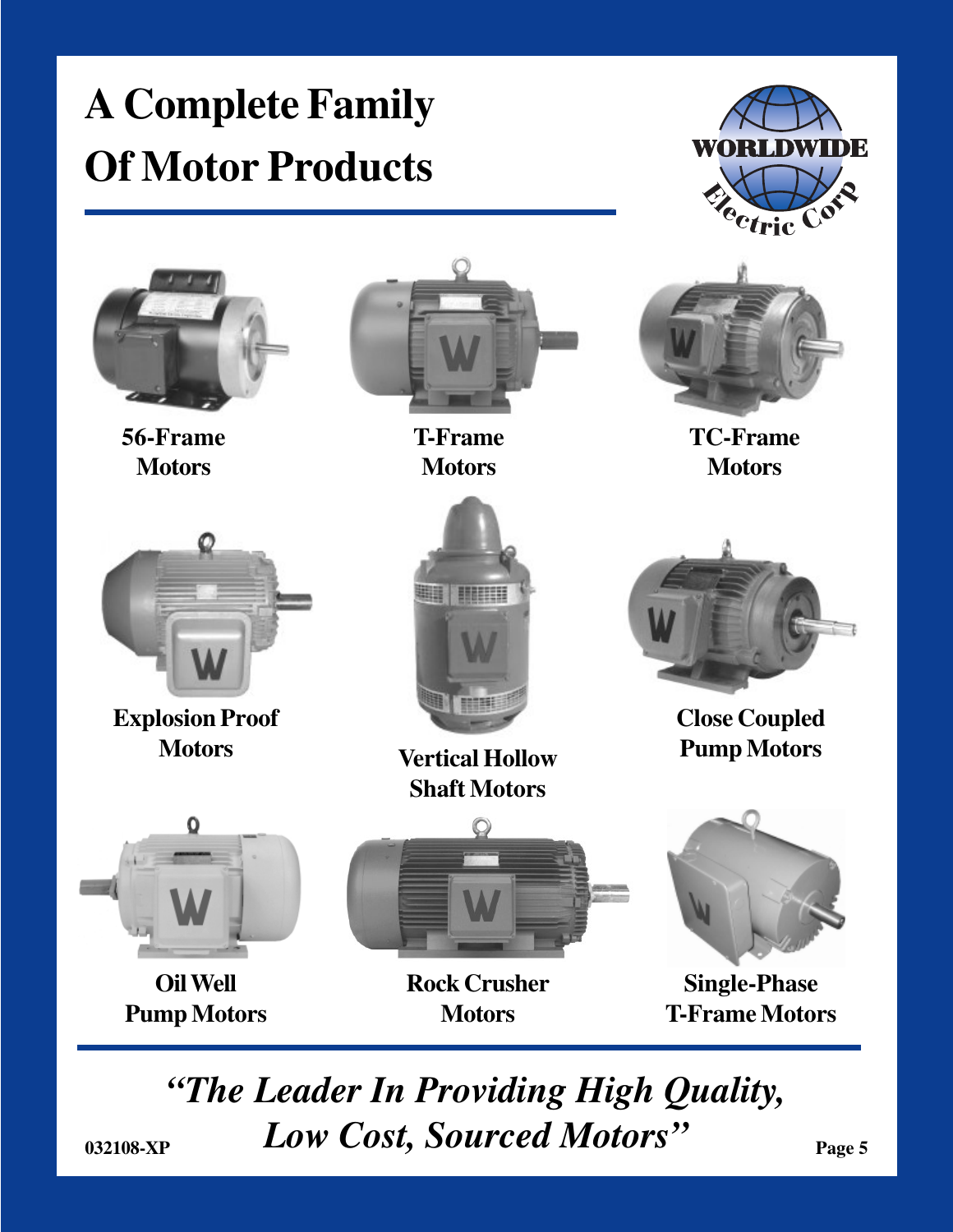# A Complete Family Of Motor Products

WORLDWIDE Electric Corp

**56-Frame Motors**

**T-Frame Motors**

**TC-Frame Motors**

**Explosion Proof Motors**

**Vertical Hollow Shaft Motors**

**Close Coupled Pump Motors**

**Oil Well Pump Motors**

**Rock Crusher Motors**

**Single-Phase T-Frame Motors**

***"The Leader In Providing High Quality, Low Cost, Sourced Motors"***

**032108-XP**